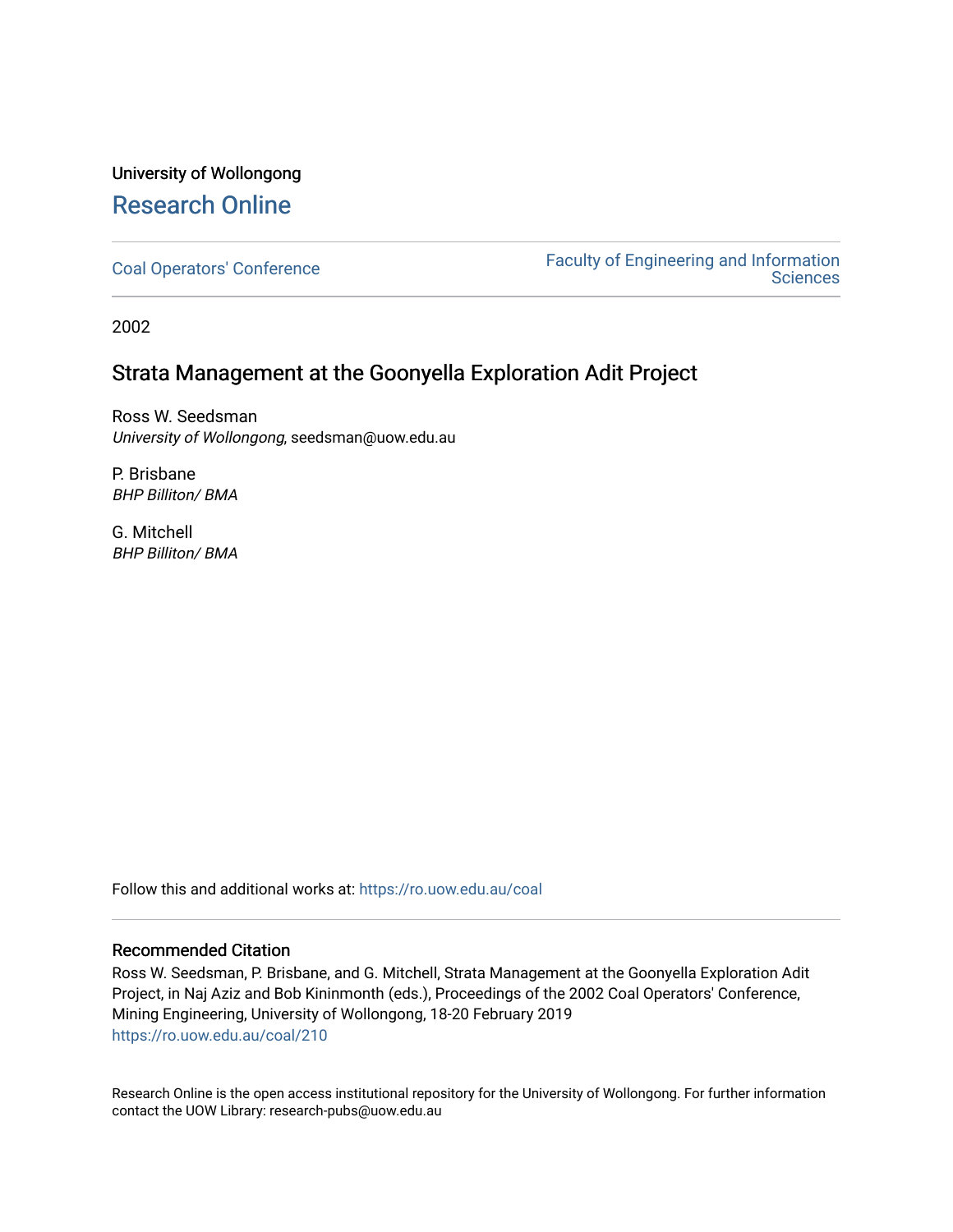University of Wollongong

# Research Online

Coal Operators' Conference

Faculty of Engineering and Information Sciences

2002

## Strata Management at the Goonyella Exploration Adit Project

Ross W. Seedsman
*University of Wollongong*, seedsman@uow.edu.au

P. Brisbane
*BHP Billiton/ BMA*

G. Mitchell
*BHP Billiton/ BMA*

Follow this and additional works at: https://ro.uow.edu.au/coal

### Recommended Citation

Ross W. Seedsman, P. Brisbane, and G. Mitchell, Strata Management at the Goonyella Exploration Adit Project, in Naj Aziz and Bob Kininmonth (eds.), Proceedings of the 2002 Coal Operators' Conference, Mining Engineering, University of Wollongong, 18-20 February 2019
https://ro.uow.edu.au/coal/210

Research Online is the open access institutional repository for the University of Wollongong. For further information contact the UOW Library: research-pubs@uow.edu.au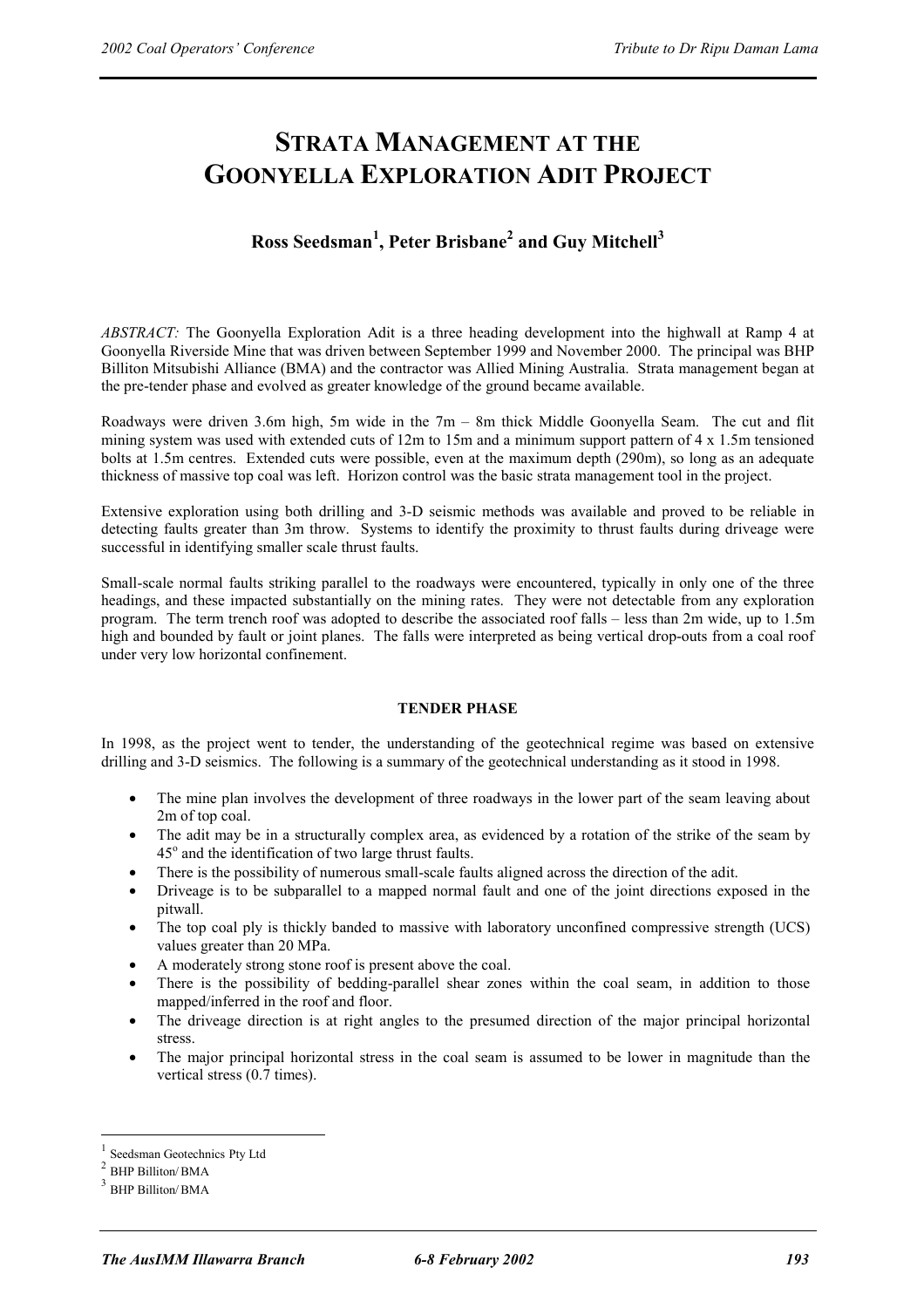# STRATA MANAGEMENT AT THE GOONYELLA EXPLORATION ADIT PROJECT

## Ross Seedsman[1], Peter Brisbane[2] and Guy Mitchell[3]

*ABSTRACT:* The Goonyella Exploration Adit is a three heading development into the highwall at Ramp 4 at Goonyella Riverside Mine that was driven between September 1999 and November 2000. The principal was BHP Billiton Mitsubishi Alliance (BMA) and the contractor was Allied Mining Australia. Strata management began at the pre-tender phase and evolved as greater knowledge of the ground became available.

Roadways were driven 3.6m high, 5m wide in the 7m – 8m thick Middle Goonyella Seam. The cut and flit mining system was used with extended cuts of 12m to 15m and a minimum support pattern of 4 x 1.5m tensioned bolts at 1.5m centres. Extended cuts were possible, even at the maximum depth (290m), so long as an adequate thickness of massive top coal was left. Horizon control was the basic strata management tool in the project.

Extensive exploration using both drilling and 3-D seismic methods was available and proved to be reliable in detecting faults greater than 3m throw. Systems to identify the proximity to thrust faults during driveage were successful in identifying smaller scale thrust faults.

Small-scale normal faults striking parallel to the roadways were encountered, typically in only one of the three headings, and these impacted substantially on the mining rates. They were not detectable from any exploration program. The term trench roof was adopted to describe the associated roof falls – less than 2m wide, up to 1.5m high and bounded by fault or joint planes. The falls were interpreted as being vertical drop-outs from a coal roof under very low horizontal confinement.

### TENDER PHASE

In 1998, as the project went to tender, the understanding of the geotechnical regime was based on extensive drilling and 3-D seismics. The following is a summary of the geotechnical understanding as it stood in 1998.

- The mine plan involves the development of three roadways in the lower part of the seam leaving about 2m of top coal.
- The adit may be in a structurally complex area, as evidenced by a rotation of the strike of the seam by 45° and the identification of two large thrust faults.
- There is the possibility of numerous small-scale faults aligned across the direction of the adit.
- Driveage is to be subparallel to a mapped normal fault and one of the joint directions exposed in the pitwall.
- The top coal ply is thickly banded to massive with laboratory unconfined compressive strength (UCS) values greater than 20 MPa.
- A moderately strong stone roof is present above the coal.
- There is the possibility of bedding-parallel shear zones within the coal seam, in addition to those mapped/inferred in the roof and floor.
- The driveage direction is at right angles to the presumed direction of the major principal horizontal stress.
- The major principal horizontal stress in the coal seam is assumed to be lower in magnitude than the vertical stress (0.7 times).

[1] Seedsman Geotechnics Pty Ltd
[2] BHP Billiton/ BMA
[3] BHP Billiton/ BMA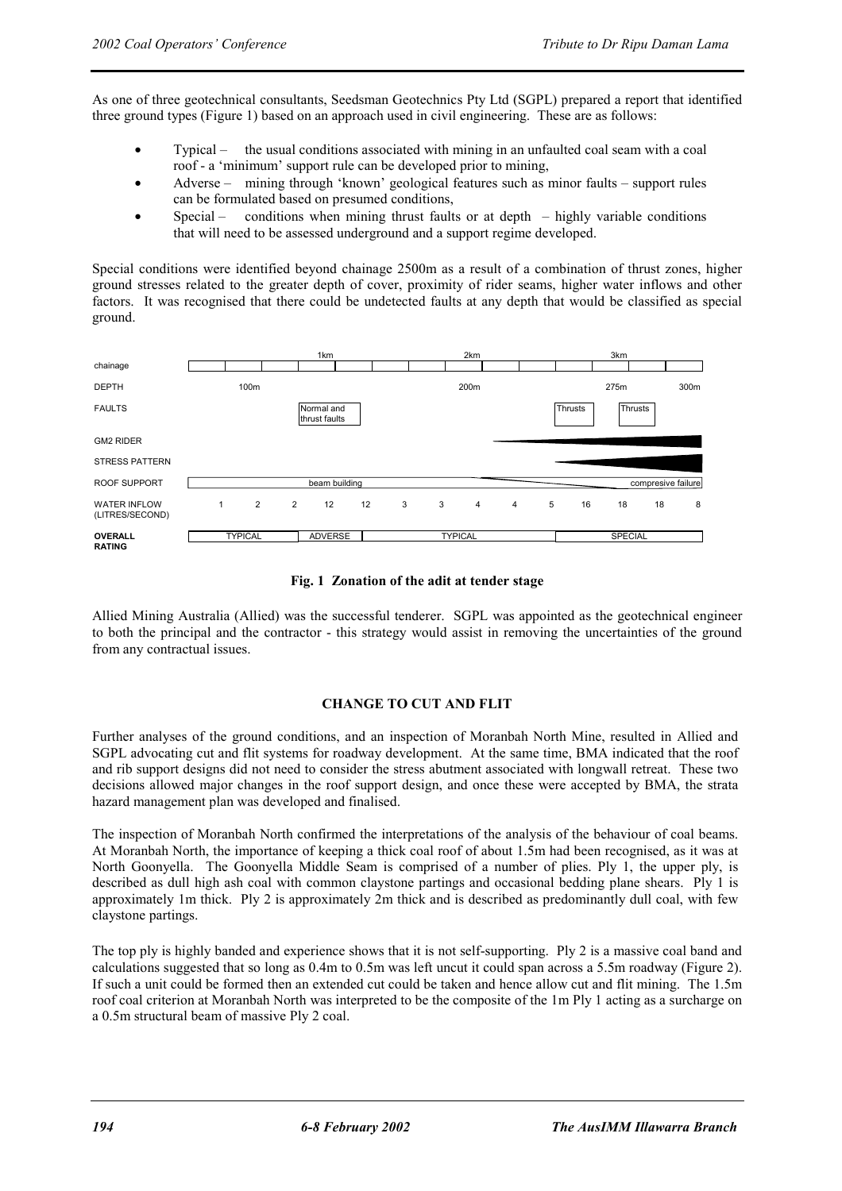As one of three geotechnical consultants, Seedsman Geotechnics Pty Ltd (SGPL) prepared a report that identified three ground types (Figure 1) based on an approach used in civil engineering. These are as follows:

- Typical – the usual conditions associated with mining in an unfaulted coal seam with a coal roof - a 'minimum' support rule can be developed prior to mining,
- Adverse – mining through 'known' geological features such as minor faults – support rules can be formulated based on presumed conditions,
- Special – conditions when mining thrust faults or at depth – highly variable conditions that will need to be assessed underground and a support regime developed.

Special conditions were identified beyond chainage 2500m as a result of a combination of thrust zones, higher ground stresses related to the greater depth of cover, proximity of rider seams, higher water inflows and other factors. It was recognised that there could be undetected faults at any depth that would be classified as special ground.

chainage 1km 2km 3km

DEPTH 100m 200m 275m 300m

FAULTS Normal and thrust faults Thrusts Thrusts

GM2 RIDER

STRESS PATTERN

ROOF SUPPORT beam building compresive failure

WATER INFLOW (LITRES/SECOND) 1 2 2 12 12 3 3 4 4 5 16 18 18 8

OVERALL RATING TYPICAL ADVERSE TYPICAL SPECIAL

**Fig. 1 Zonation of the adit at tender stage**

Allied Mining Australia (Allied) was the successful tenderer. SGPL was appointed as the geotechnical engineer to both the principal and the contractor - this strategy would assist in removing the uncertainties of the ground from any contractual issues.

## CHANGE TO CUT AND FLIT

Further analyses of the ground conditions, and an inspection of Moranbah North Mine, resulted in Allied and SGPL advocating cut and flit systems for roadway development. At the same time, BMA indicated that the roof and rib support designs did not need to consider the stress abutment associated with longwall retreat. These two decisions allowed major changes in the roof support design, and once these were accepted by BMA, the strata hazard management plan was developed and finalised.

The inspection of Moranbah North confirmed the interpretations of the analysis of the behaviour of coal beams. At Moranbah North, the importance of keeping a thick coal roof of about 1.5m had been recognised, as it was at North Goonyella. The Goonyella Middle Seam is comprised of a number of plies. Ply 1, the upper ply, is described as dull high ash coal with common claystone partings and occasional bedding plane shears. Ply 1 is approximately 1m thick. Ply 2 is approximately 2m thick and is described as predominantly dull coal, with few claystone partings.

The top ply is highly banded and experience shows that it is not self-supporting. Ply 2 is a massive coal band and calculations suggested that so long as 0.4m to 0.5m was left uncut it could span across a 5.5m roadway (Figure 2). If such a unit could be formed then an extended cut could be taken and hence allow cut and flit mining. The 1.5m roof coal criterion at Moranbah North was interpreted to be the composite of the 1m Ply 1 acting as a surcharge on a 0.5m structural beam of massive Ply 2 coal.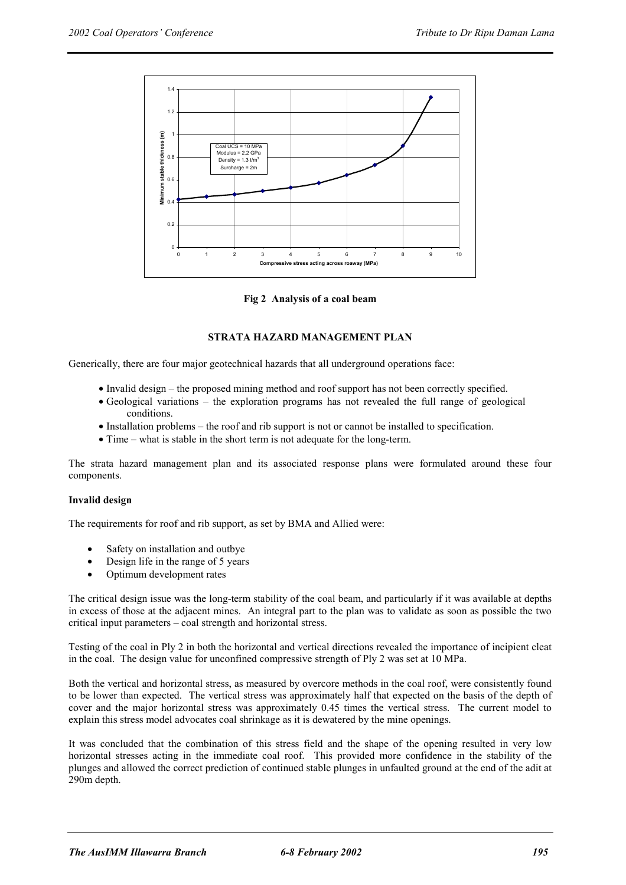1.4

1.2

1

0.8

0.6

0.4

0.2

0

0 1 2 3 4 5 6 7 8 9 10

Minimum stable thickness (m)

Compressive stress acting across roaway (MPa)

Coal UCS = 10 MPa
Modulus = 2.2 GPa
Density = 1.3 t/m$^3$
Surcharge = 2m

**Fig 2 Analysis of a coal beam**

## STRATA HAZARD MANAGEMENT PLAN

Generically, there are four major geotechnical hazards that all underground operations face:

- Invalid design – the proposed mining method and roof support has not been correctly specified.
- Geological variations – the exploration programs has not revealed the full range of geological conditions.
- Installation problems – the roof and rib support is not or cannot be installed to specification.
- Time – what is stable in the short term is not adequate for the long-term.

The strata hazard management plan and its associated response plans were formulated around these four components.

### Invalid design

The requirements for roof and rib support, as set by BMA and Allied were:

- Safety on installation and outbye
- Design life in the range of 5 years
- Optimum development rates

The critical design issue was the long-term stability of the coal beam, and particularly if it was available at depths in excess of those at the adjacent mines. An integral part to the plan was to validate as soon as possible the two critical input parameters – coal strength and horizontal stress.

Testing of the coal in Ply 2 in both the horizontal and vertical directions revealed the importance of incipient cleat in the coal. The design value for unconfined compressive strength of Ply 2 was set at 10 MPa.

Both the vertical and horizontal stress, as measured by overcore methods in the coal roof, were consistently found to be lower than expected. The vertical stress was approximately half that expected on the basis of the depth of cover and the major horizontal stress was approximately 0.45 times the vertical stress. The current model to explain this stress model advocates coal shrinkage as it is dewatered by the mine openings.

It was concluded that the combination of this stress field and the shape of the opening resulted in very low horizontal stresses acting in the immediate coal roof. This provided more confidence in the stability of the plunges and allowed the correct prediction of continued stable plunges in unfaulted ground at the end of the adit at 290m depth.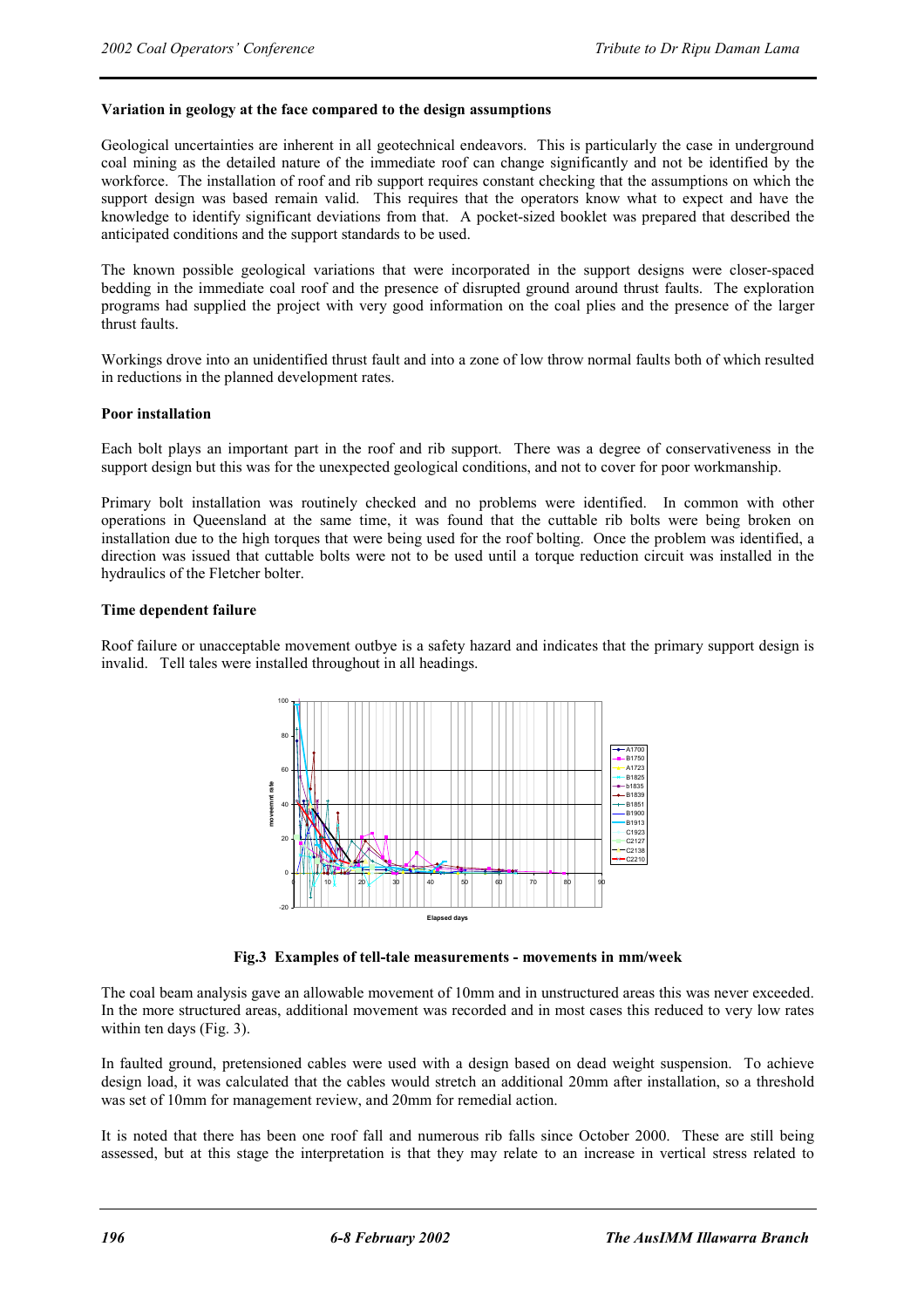#### Variation in geology at the face compared to the design assumptions

Geological uncertainties are inherent in all geotechnical endeavors. This is particularly the case in underground coal mining as the detailed nature of the immediate roof can change significantly and not be identified by the workforce. The installation of roof and rib support requires constant checking that the assumptions on which the support design was based remain valid. This requires that the operators know what to expect and have the knowledge to identify significant deviations from that. A pocket-sized booklet was prepared that described the anticipated conditions and the support standards to be used.

The known possible geological variations that were incorporated in the support designs were closer-spaced bedding in the immediate coal roof and the presence of disrupted ground around thrust faults. The exploration programs had supplied the project with very good information on the coal plies and the presence of the larger thrust faults.

Workings drove into an unidentified thrust fault and into a zone of low throw normal faults both of which resulted in reductions in the planned development rates.

#### Poor installation

Each bolt plays an important part in the roof and rib support. There was a degree of conservativeness in the support design but this was for the unexpected geological conditions, and not to cover for poor workmanship.

Primary bolt installation was routinely checked and no problems were identified. In common with other operations in Queensland at the same time, it was found that the cuttable rib bolts were being broken on installation due to the high torques that were being used for the roof bolting. Once the problem was identified, a direction was issued that cuttable bolts were not to be used until a torque reduction circuit was installed in the hydraulics of the Fletcher bolter.

#### Time dependent failure

Roof failure or unacceptable movement outbye is a safety hazard and indicates that the primary support design is invalid. Tell tales were installed throughout in all headings.

movement rate

100
80
60
40
20
0
-20

0 10 20 30 40 50 60 70 80 90

Elapsed days

A1700
B1750
A1723
B1825
b1835
B1839
B1851
B1900
B1913
C1923
C2127
C2138
C2210

**Fig.3 Examples of tell-tale measurements - movements in mm/week**

The coal beam analysis gave an allowable movement of 10mm and in unstructured areas this was never exceeded. In the more structured areas, additional movement was recorded and in most cases this reduced to very low rates within ten days (Fig. 3).

In faulted ground, pretensioned cables were used with a design based on dead weight suspension. To achieve design load, it was calculated that the cables would stretch an additional 20mm after installation, so a threshold was set of 10mm for management review, and 20mm for remedial action.

It is noted that there has been one roof fall and numerous rib falls since October 2000. These are still being assessed, but at this stage the interpretation is that they may relate to an increase in vertical stress related to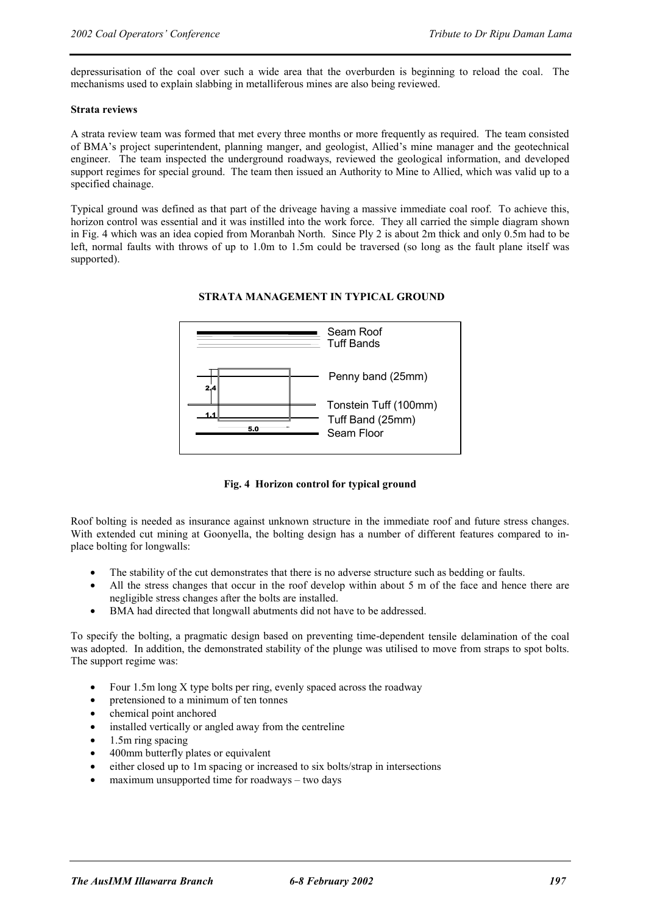depressurisation of the coal over such a wide area that the overburden is beginning to reload the coal. The mechanisms used to explain slabbing in metalliferous mines are also being reviewed.

**Strata reviews**

A strata review team was formed that met every three months or more frequently as required. The team consisted of BMA's project superintendent, planning manger, and geologist, Allied's mine manager and the geotechnical engineer. The team inspected the underground roadways, reviewed the geological information, and developed support regimes for special ground. The team then issued an Authority to Mine to Allied, which was valid up to a specified chainage.

Typical ground was defined as that part of the driveage having a massive immediate coal roof. To achieve this, horizon control was essential and it was instilled into the work force. They all carried the simple diagram shown in Fig. 4 which was an idea copied from Moranbah North. Since Ply 2 is about 2m thick and only 0.5m had to be left, normal faults with throws of up to 1.0m to 1.5m could be traversed (so long as the fault plane itself was supported).

**STRATA MANAGEMENT IN TYPICAL GROUND**

Seam Roof
Tuff Bands
Penny band (25mm)
Tonstein Tuff (100mm)
Tuff Band (25mm)
Seam Floor
2.4
1.1
5.0

**Fig. 4 Horizon control for typical ground**

Roof bolting is needed as insurance against unknown structure in the immediate roof and future stress changes. With extended cut mining at Goonyella, the bolting design has a number of different features compared to in-place bolting for longwalls:

- The stability of the cut demonstrates that there is no adverse structure such as bedding or faults.
- All the stress changes that occur in the roof develop within about 5 m of the face and hence there are negligible stress changes after the bolts are installed.
- BMA had directed that longwall abutments did not have to be addressed.

To specify the bolting, a pragmatic design based on preventing time-dependent tensile delamination of the coal was adopted. In addition, the demonstrated stability of the plunge was utilised to move from straps to spot bolts. The support regime was:

- Four 1.5m long X type bolts per ring, evenly spaced across the roadway
- pretensioned to a minimum of ten tonnes
- chemical point anchored
- installed vertically or angled away from the centreline
- 1.5m ring spacing
- 400mm butterfly plates or equivalent
- either closed up to 1m spacing or increased to six bolts/strap in intersections
- maximum unsupported time for roadways – two days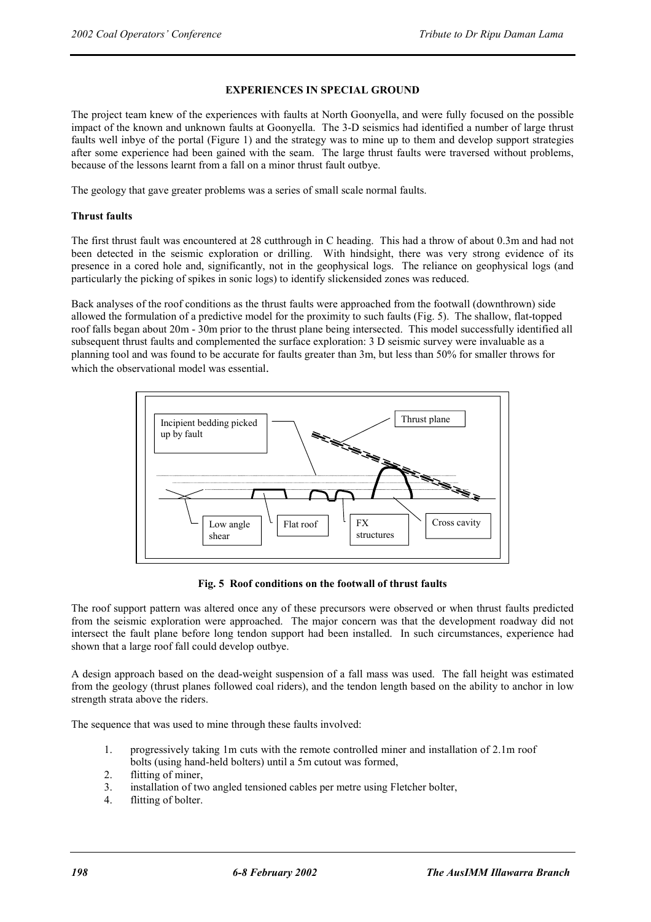## EXPERIENCES IN SPECIAL GROUND

The project team knew of the experiences with faults at North Goonyella, and were fully focused on the possible impact of the known and unknown faults at Goonyella. The 3-D seismics had identified a number of large thrust faults well inbye of the portal (Figure 1) and the strategy was to mine up to them and develop support strategies after some experience had been gained with the seam. The large thrust faults were traversed without problems, because of the lessons learnt from a fall on a minor thrust fault outbye.

The geology that gave greater problems was a series of small scale normal faults.

### Thrust faults

The first thrust fault was encountered at 28 cutthrough in C heading. This had a throw of about 0.3m and had not been detected in the seismic exploration or drilling. With hindsight, there was very strong evidence of its presence in a cored hole and, significantly, not in the geophysical logs. The reliance on geophysical logs (and particularly the picking of spikes in sonic logs) to identify slickensided zones was reduced.

Back analyses of the roof conditions as the thrust faults were approached from the footwall (downthrown) side allowed the formulation of a predictive model for the proximity to such faults (Fig. 5). The shallow, flat-topped roof falls began about 20m - 30m prior to the thrust plane being intersected. This model successfully identified all subsequent thrust faults and complemented the surface exploration: 3 D seismic survey were invaluable as a planning tool and was found to be accurate for faults greater than 3m, but less than 50% for smaller throws for which the observational model was essential.

Incipient bedding picked up by fault

Thrust plane

Low angle shear

Flat roof

FX structures

Cross cavity

**Fig. 5 Roof conditions on the footwall of thrust faults**

The roof support pattern was altered once any of these precursors were observed or when thrust faults predicted from the seismic exploration were approached. The major concern was that the development roadway did not intersect the fault plane before long tendon support had been installed. In such circumstances, experience had shown that a large roof fall could develop outbye.

A design approach based on the dead-weight suspension of a fall mass was used. The fall height was estimated from the geology (thrust planes followed coal riders), and the tendon length based on the ability to anchor in low strength strata above the riders.

The sequence that was used to mine through these faults involved:

1. progressively taking 1m cuts with the remote controlled miner and installation of 2.1m roof bolts (using hand-held bolters) until a 5m cutout was formed,
2. flitting of miner,
3. installation of two angled tensioned cables per metre using Fletcher bolter,
4. flitting of bolter.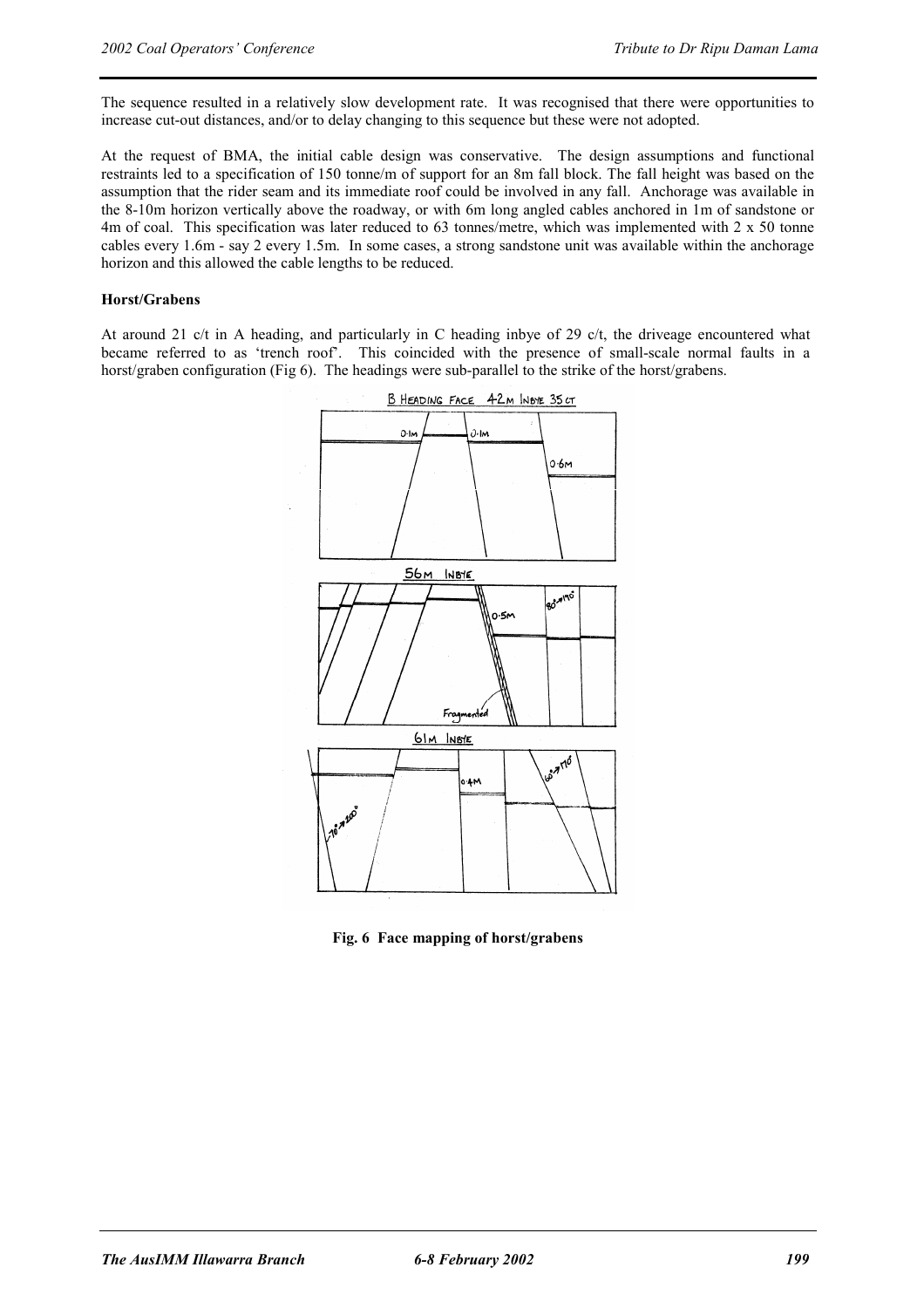The sequence resulted in a relatively slow development rate. It was recognised that there were opportunities to increase cut-out distances, and/or to delay changing to this sequence but these were not adopted.

At the request of BMA, the initial cable design was conservative. The design assumptions and functional restraints led to a specification of 150 tonne/m of support for an 8m fall block. The fall height was based on the assumption that the rider seam and its immediate roof could be involved in any fall. Anchorage was available in the 8-10m horizon vertically above the roadway, or with 6m long angled cables anchored in 1m of sandstone or 4m of coal. This specification was later reduced to 63 tonnes/metre, which was implemented with 2 x 50 tonne cables every 1.6m - say 2 every 1.5m. In some cases, a strong sandstone unit was available within the anchorage horizon and this allowed the cable lengths to be reduced.

**Horst/Grabens**

At around 21 c/t in A heading, and particularly in C heading inbye of 29 c/t, the driveage encountered what became referred to as 'trench roof'. This coincided with the presence of small-scale normal faults in a horst/graben configuration (Fig 6). The headings were sub-parallel to the strike of the horst/grabens.

B HEADING FACE 42M INBYE 35 CT

0·1M

0·1M

0·6M

56M INBYE

0·5M

80°→170°

Fragmented

61M INBYE

0·4M

60°→170°

70°→260°

**Fig. 6 Face mapping of horst/grabens**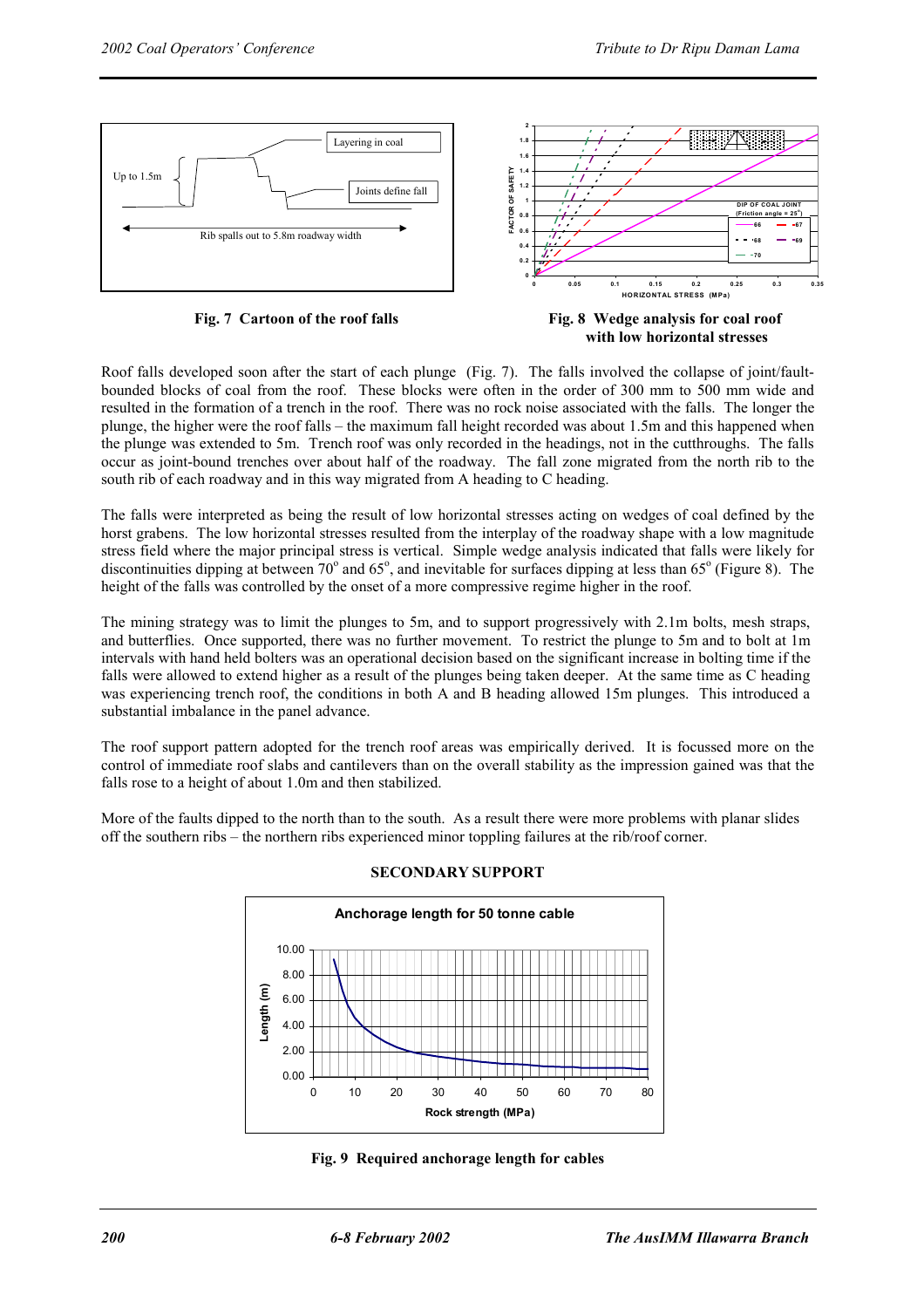Up to 1.5m

Layering in coal

Joints define fall

Rib spalls out to 5.8m roadway width

**Fig. 7 Cartoon of the roof falls**

FACTOR OF SAFETY

HORIZONTAL STRESS (MPa)

DIP OF COAL JOINT (Friction angle = 25°)

66 67 68 69 70

**Fig. 8 Wedge analysis for coal roof with low horizontal stresses**

Roof falls developed soon after the start of each plunge (Fig. 7). The falls involved the collapse of joint/fault-bounded blocks of coal from the roof. These blocks were often in the order of 300 mm to 500 mm wide and resulted in the formation of a trench in the roof. There was no rock noise associated with the falls. The longer the plunge, the higher were the roof falls – the maximum fall height recorded was about 1.5m and this happened when the plunge was extended to 5m. Trench roof was only recorded in the headings, not in the cutthroughs. The falls occur as joint-bound trenches over about half of the roadway. The fall zone migrated from the north rib to the south rib of each roadway and in this way migrated from A heading to C heading.

The falls were interpreted as being the result of low horizontal stresses acting on wedges of coal defined by the horst grabens. The low horizontal stresses resulted from the interplay of the roadway shape with a low magnitude stress field where the major principal stress is vertical. Simple wedge analysis indicated that falls were likely for discontinuities dipping at between 70° and 65°, and inevitable for surfaces dipping at less than 65° (Figure 8). The height of the falls was controlled by the onset of a more compressive regime higher in the roof.

The mining strategy was to limit the plunges to 5m, and to support progressively with 2.1m bolts, mesh straps, and butterflies. Once supported, there was no further movement. To restrict the plunge to 5m and to bolt at 1m intervals with hand held bolters was an operational decision based on the significant increase in bolting time if the falls were allowed to extend higher as a result of the plunges being taken deeper. At the same time as C heading was experiencing trench roof, the conditions in both A and B heading allowed 15m plunges. This introduced a substantial imbalance in the panel advance.

The roof support pattern adopted for the trench roof areas was empirically derived. It is focussed more on the control of immediate roof slabs and cantilevers than on the overall stability as the impression gained was that the falls rose to a height of about 1.0m and then stabilized.

More of the faults dipped to the north than to the south. As a result there were more problems with planar slides off the southern ribs – the northern ribs experienced minor toppling failures at the rib/roof corner.

## SECONDARY SUPPORT

Anchorage length for 50 tonne cable

Length (m)

Rock strength (MPa)

**Fig. 9 Required anchorage length for cables**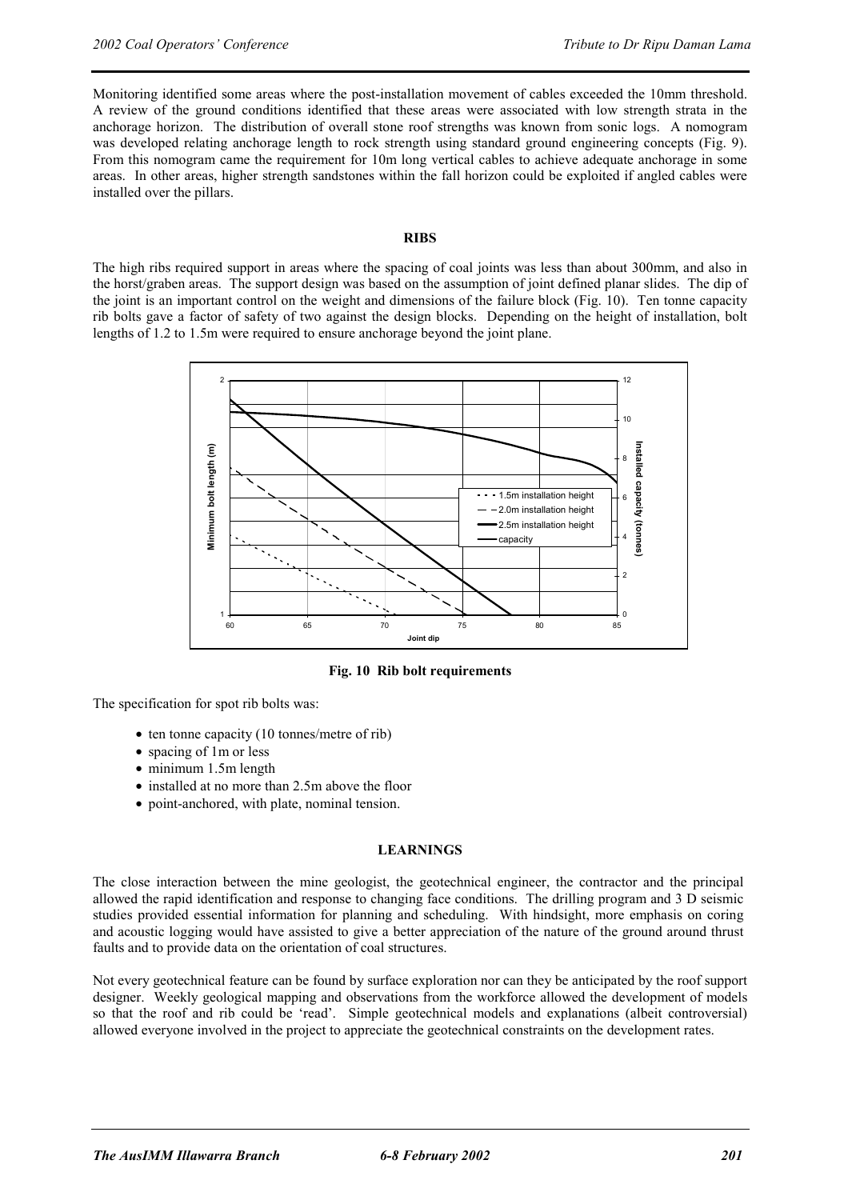Monitoring identified some areas where the post-installation movement of cables exceeded the 10mm threshold. A review of the ground conditions identified that these areas were associated with low strength strata in the anchorage horizon. The distribution of overall stone roof strengths was known from sonic logs. A nomogram was developed relating anchorage length to rock strength using standard ground engineering concepts (Fig. 9). From this nomogram came the requirement for 10m long vertical cables to achieve adequate anchorage in some areas. In other areas, higher strength sandstones within the fall horizon could be exploited if angled cables were installed over the pillars.

## RIBS

The high ribs required support in areas where the spacing of coal joints was less than about 300mm, and also in the horst/graben areas. The support design was based on the assumption of joint defined planar slides. The dip of the joint is an important control on the weight and dimensions of the failure block (Fig. 10). Ten tonne capacity rib bolts gave a factor of safety of two against the design blocks. Depending on the height of installation, bolt lengths of 1.2 to 1.5m were required to ensure anchorage beyond the joint plane.

**Fig. 10 Rib bolt requirements**

The specification for spot rib bolts was:

- ten tonne capacity (10 tonnes/metre of rib)
- spacing of 1m or less
- minimum 1.5m length
- installed at no more than 2.5m above the floor
- point-anchored, with plate, nominal tension.

## LEARNINGS

The close interaction between the mine geologist, the geotechnical engineer, the contractor and the principal allowed the rapid identification and response to changing face conditions. The drilling program and 3 D seismic studies provided essential information for planning and scheduling. With hindsight, more emphasis on coring and acoustic logging would have assisted to give a better appreciation of the nature of the ground around thrust faults and to provide data on the orientation of coal structures.

Not every geotechnical feature can be found by surface exploration nor can they be anticipated by the roof support designer. Weekly geological mapping and observations from the workforce allowed the development of models so that the roof and rib could be 'read'. Simple geotechnical models and explanations (albeit controversial) allowed everyone involved in the project to appreciate the geotechnical constraints on the development rates.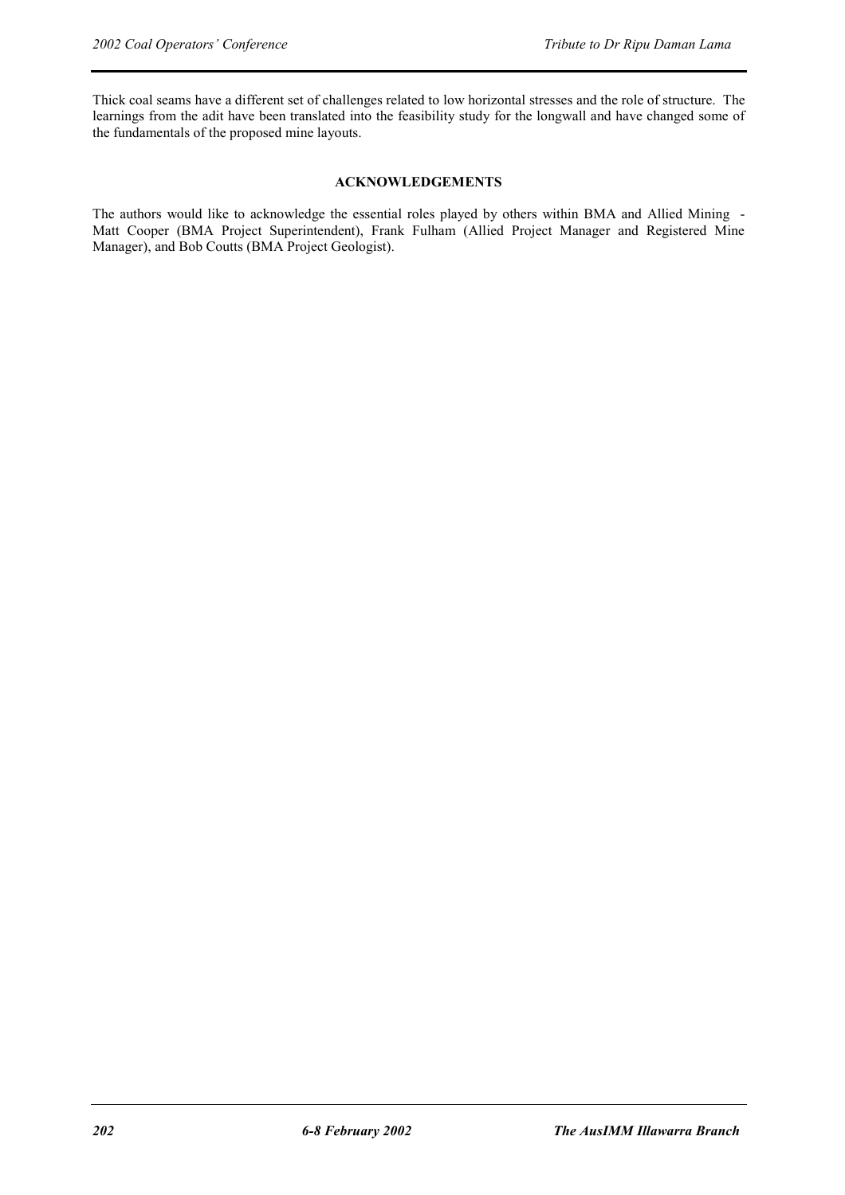Thick coal seams have a different set of challenges related to low horizontal stresses and the role of structure. The learnings from the adit have been translated into the feasibility study for the longwall and have changed some of the fundamentals of the proposed mine layouts.

## ACKNOWLEDGEMENTS

The authors would like to acknowledge the essential roles played by others within BMA and Allied Mining - Matt Cooper (BMA Project Superintendent), Frank Fulham (Allied Project Manager and Registered Mine Manager), and Bob Coutts (BMA Project Geologist).